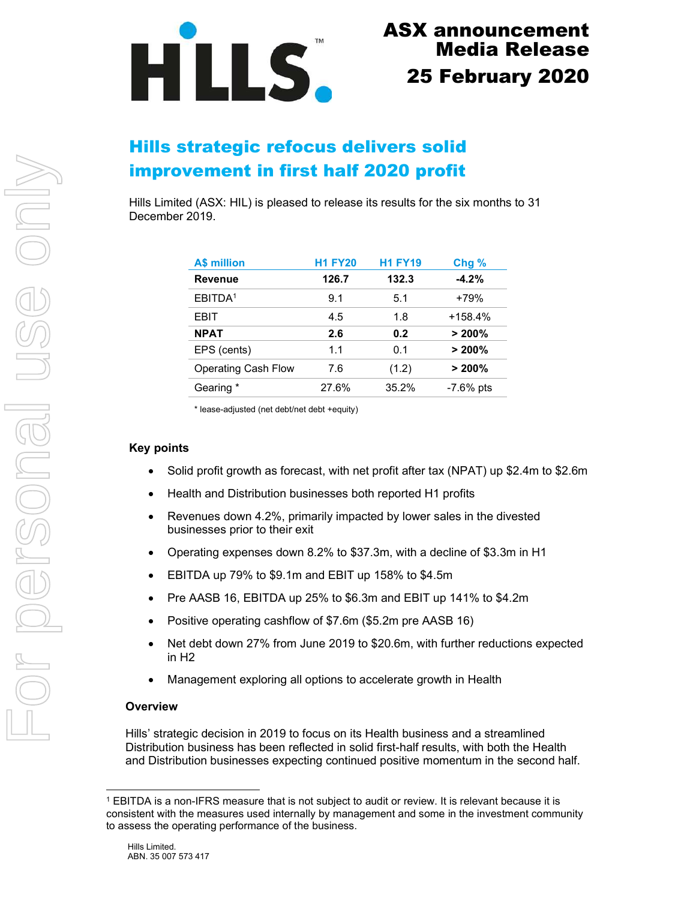# ASX announcement
# Media Release
## 25 February 2020

# Hills strategic refocus delivers solid improvement in first half 2020 profit

Hills Limited (ASX: HIL) is pleased to release its results for the six months to 31 December 2019.

| A$ million | H1 FY20 | H1 FY19 | Chg % |
|---|---|---|---|
| **Revenue** | **126.7** | **132.3** | **-4.2%** |
| EBITDA[1] | 9.1 | 5.1 | +79% |
| EBIT | 4.5 | 1.8 | +158.4% |
| **NPAT** | **2.6** | **0.2** | **> 200%** |
| EPS (cents) | 1.1 | 0.1 | **> 200%** |
| Operating Cash Flow | 7.6 | (1.2) | **> 200%** |
| Gearing * | 27.6% | 35.2% | -7.6% pts |

\* lease-adjusted (net debt/net debt +equity)

### Key points

- Solid profit growth as forecast, with net profit after tax (NPAT) up $2.4m to $2.6m
- Health and Distribution businesses both reported H1 profits
- Revenues down 4.2%, primarily impacted by lower sales in the divested businesses prior to their exit
- Operating expenses down 8.2% to $37.3m, with a decline of $3.3m in H1
- EBITDA up 79% to $9.1m and EBIT up 158% to $4.5m
- Pre AASB 16, EBITDA up 25% to $6.3m and EBIT up 141% to $4.2m
- Positive operating cashflow of $7.6m ($5.2m pre AASB 16)
- Net debt down 27% from June 2019 to $20.6m, with further reductions expected in H2
- Management exploring all options to accelerate growth in Health

### Overview

Hills' strategic decision in 2019 to focus on its Health business and a streamlined Distribution business has been reflected in solid first-half results, with both the Health and Distribution businesses expecting continued positive momentum in the second half.

[1] EBITDA is a non-IFRS measure that is not subject to audit or review. It is relevant because it is consistent with the measures used internally by management and some in the investment community to assess the operating performance of the business.

Hills Limited.
ABN. 35 007 573 417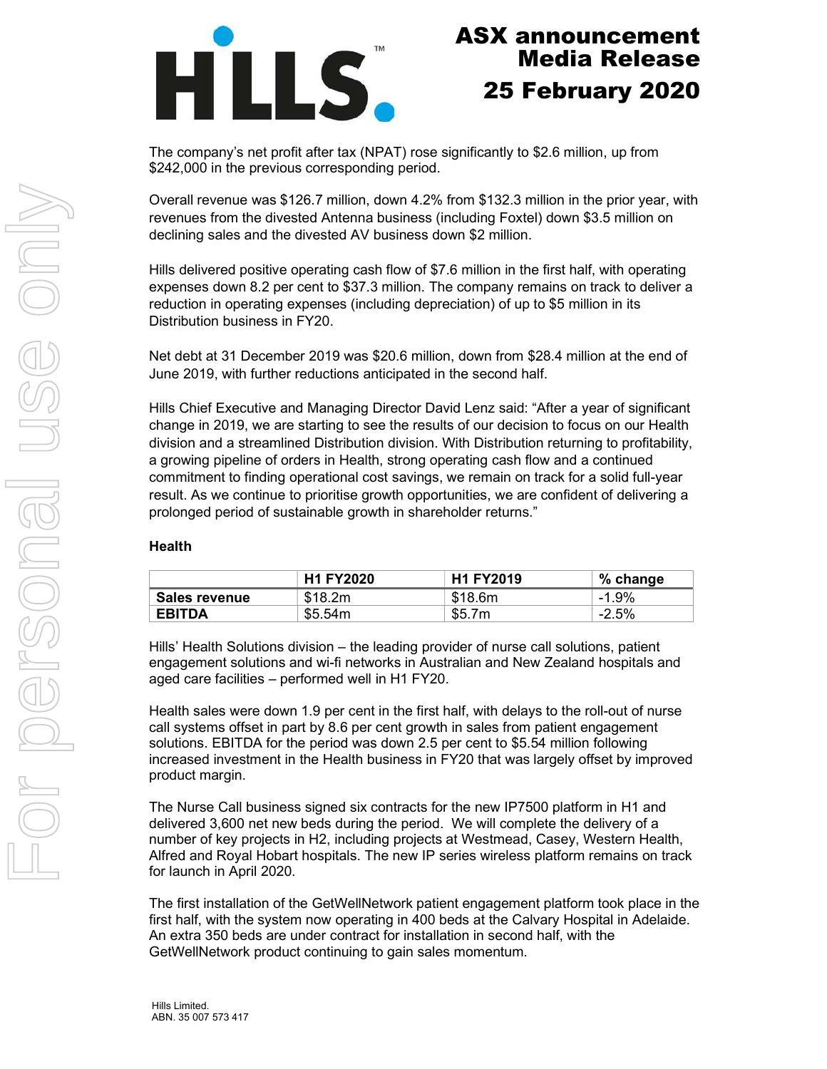The company's net profit after tax (NPAT) rose significantly to $2.6 million, up from $242,000 in the previous corresponding period.

Overall revenue was $126.7 million, down 4.2% from $132.3 million in the prior year, with revenues from the divested Antenna business (including Foxtel) down $3.5 million on declining sales and the divested AV business down $2 million.

Hills delivered positive operating cash flow of $7.6 million in the first half, with operating expenses down 8.2 per cent to $37.3 million. The company remains on track to deliver a reduction in operating expenses (including depreciation) of up to $5 million in its Distribution business in FY20.

Net debt at 31 December 2019 was $20.6 million, down from $28.4 million at the end of June 2019, with further reductions anticipated in the second half.

Hills Chief Executive and Managing Director David Lenz said: "After a year of significant change in 2019, we are starting to see the results of our decision to focus on our Health division and a streamlined Distribution division. With Distribution returning to profitability, a growing pipeline of orders in Health, strong operating cash flow and a continued commitment to finding operational cost savings, we remain on track for a solid full-year result. As we continue to prioritise growth opportunities, we are confident of delivering a prolonged period of sustainable growth in shareholder returns."

**Health**

| | H1 FY2020 | H1 FY2019 | % change |
|---|---|---|---|
| **Sales revenue** | $18.2m | $18.6m | -1.9% |
| **EBITDA** | $5.54m | $5.7m | -2.5% |

Hills' Health Solutions division – the leading provider of nurse call solutions, patient engagement solutions and wi-fi networks in Australian and New Zealand hospitals and aged care facilities – performed well in H1 FY20.

Health sales were down 1.9 per cent in the first half, with delays to the roll-out of nurse call systems offset in part by 8.6 per cent growth in sales from patient engagement solutions. EBITDA for the period was down 2.5 per cent to $5.54 million following increased investment in the Health business in FY20 that was largely offset by improved product margin.

The Nurse Call business signed six contracts for the new IP7500 platform in H1 and delivered 3,600 net new beds during the period. We will complete the delivery of a number of key projects in H2, including projects at Westmead, Casey, Western Health, Alfred and Royal Hobart hospitals. The new IP series wireless platform remains on track for launch in April 2020.

The first installation of the GetWellNetwork patient engagement platform took place in the first half, with the system now operating in 400 beds at the Calvary Hospital in Adelaide. An extra 350 beds are under contract for installation in second half, with the GetWellNetwork product continuing to gain sales momentum.

Hills Limited.
ABN. 35 007 573 417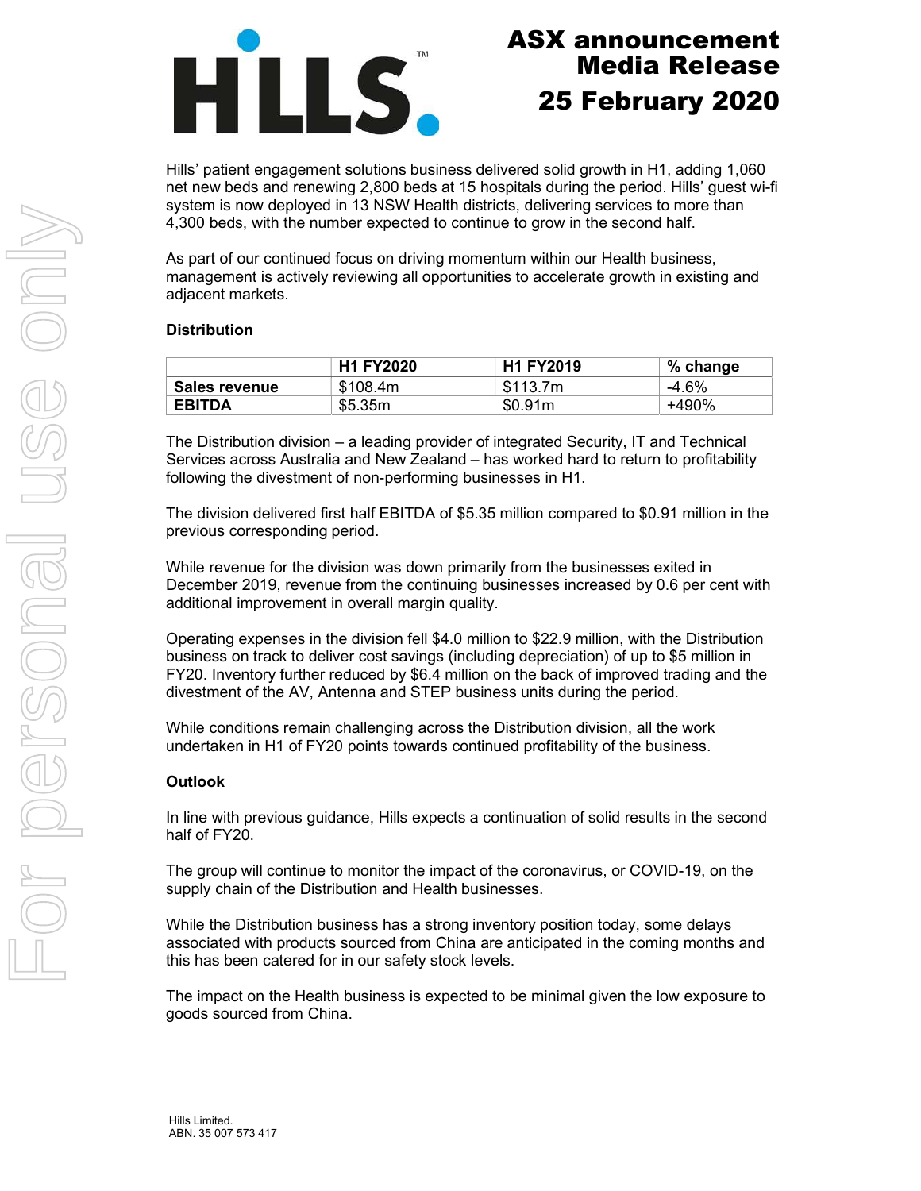Hills' patient engagement solutions business delivered solid growth in H1, adding 1,060 net new beds and renewing 2,800 beds at 15 hospitals during the period. Hills' guest wi-fi system is now deployed in 13 NSW Health districts, delivering services to more than 4,300 beds, with the number expected to continue to grow in the second half.

As part of our continued focus on driving momentum within our Health business, management is actively reviewing all opportunities to accelerate growth in existing and adjacent markets.

**Distribution**

| | H1 FY2020 | H1 FY2019 | % change |
|---|---|---|---|
| **Sales revenue** | $108.4m | $113.7m | -4.6% |
| **EBITDA** | $5.35m | $0.91m | +490% |

The Distribution division – a leading provider of integrated Security, IT and Technical Services across Australia and New Zealand – has worked hard to return to profitability following the divestment of non-performing businesses in H1.

The division delivered first half EBITDA of $5.35 million compared to $0.91 million in the previous corresponding period.

While revenue for the division was down primarily from the businesses exited in December 2019, revenue from the continuing businesses increased by 0.6 per cent with additional improvement in overall margin quality.

Operating expenses in the division fell $4.0 million to $22.9 million, with the Distribution business on track to deliver cost savings (including depreciation) of up to $5 million in FY20. Inventory further reduced by $6.4 million on the back of improved trading and the divestment of the AV, Antenna and STEP business units during the period.

While conditions remain challenging across the Distribution division, all the work undertaken in H1 of FY20 points towards continued profitability of the business.

**Outlook**

In line with previous guidance, Hills expects a continuation of solid results in the second half of FY20.

The group will continue to monitor the impact of the coronavirus, or COVID-19, on the supply chain of the Distribution and Health businesses.

While the Distribution business has a strong inventory position today, some delays associated with products sourced from China are anticipated in the coming months and this has been catered for in our safety stock levels.

The impact on the Health business is expected to be minimal given the low exposure to goods sourced from China.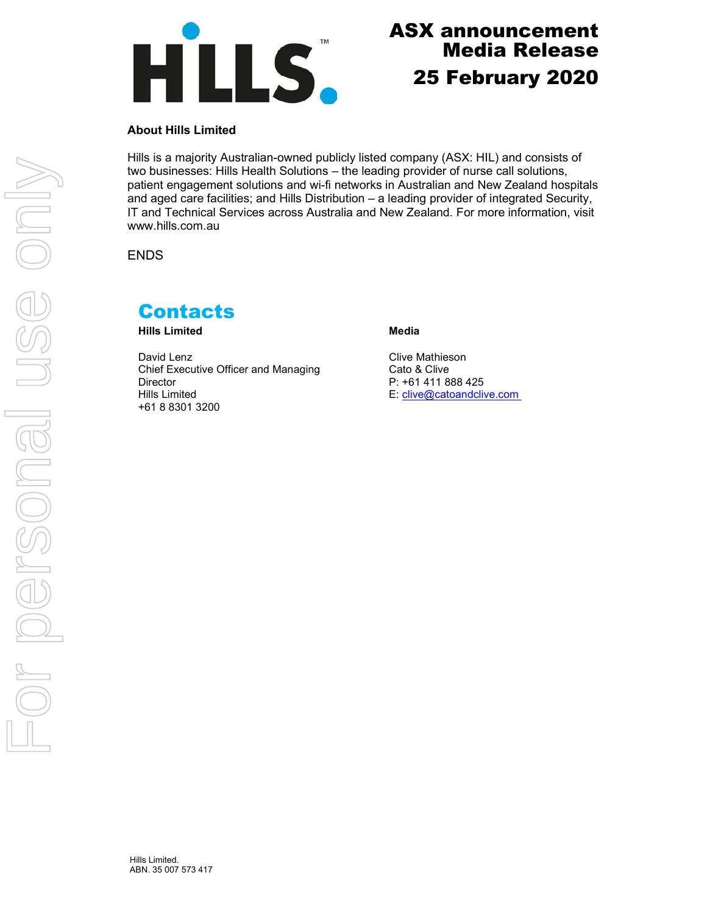ASX announcement
Media Release

25 February 2020

**About Hills Limited**

Hills is a majority Australian-owned publicly listed company (ASX: HIL) and consists of two businesses: Hills Health Solutions – the leading provider of nurse call solutions, patient engagement solutions and wi-fi networks in Australian and New Zealand hospitals and aged care facilities; and Hills Distribution – a leading provider of integrated Security, IT and Technical Services across Australia and New Zealand. For more information, visit www.hills.com.au

ENDS

## Contacts

**Hills Limited**

David Lenz
Chief Executive Officer and Managing Director
Hills Limited
+61 8 8301 3200

**Media**

Clive Mathieson
Cato & Clive
P: +61 411 888 425
E: clive@catoandclive.com

Hills Limited.
ABN. 35 007 573 417